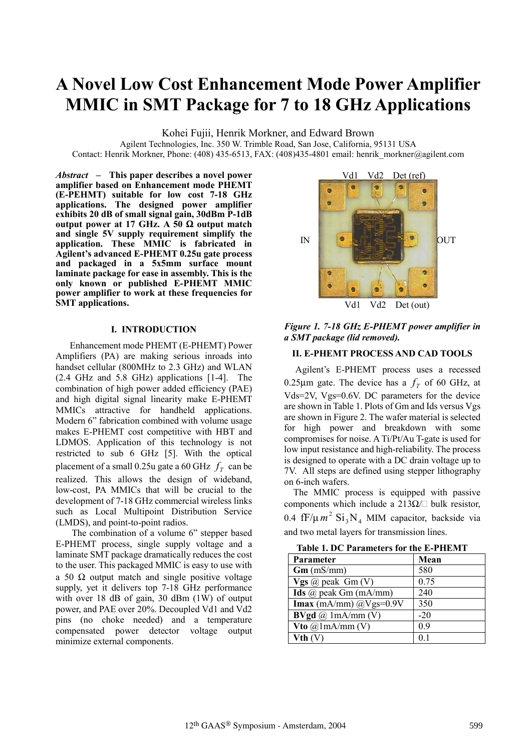# A Novel Low Cost Enhancement Mode Power Amplifier MMIC in SMT Package for 7 to 18 GHz Applications

Kohei Fujii, Henrik Morkner, and Edward Brown

Agilent Technologies, Inc. 350 W. Trimble Road, San Jose, California, 95131 USA

Contact: Henrik Morkner, Phone: (408) 435-6513, FAX: (408)435-4801 email: henrik_morkner@agilent.com

***Abstract* – This paper describes a novel power amplifier based on Enhancement mode PHEMT (E-PEHMT) suitable for low cost 7-18 GHz applications. The designed power amplifier exhibits 20 dB of small signal gain, 30dBm P-1dB output power at 17 GHz. A 50 Ω output match and single 5V supply requirement simplify the application. These MMIC is fabricated in Agilent's advanced E-PHEMT 0.25u gate process and packaged in a 5x5mm surface mount laminate package for ease in assembly. This is the only known or published E-PHEMT MMIC power amplifier to work at these frequencies for SMT applications.**

## I. INTRODUCTION

Enhancement mode PHEMT (E-PHEMT) Power Amplifiers (PA) are making serious inroads into handset cellular (800MHz to 2.3 GHz) and WLAN (2.4 GHz and 5.8 GHz) applications [1-4]. The combination of high power added efficiency (PAE) and high digital signal linearity make E-PHEMT MMICs attractive for handheld applications. Modern 6" fabrication combined with volume usage makes E-PHEMT cost competitive with HBT and LDMOS. Application of this technology is not restricted to sub 6 GHz [5]. With the optical placement of a small 0.25u gate a 60 GHz $f_T$ can be realized. This allows the design of wideband, low-cost, PA MMICs that will be crucial to the development of 7-18 GHz commercial wireless links such as Local Multipoint Distribution Service (LMDS), and point-to-point radios.

The combination of a volume 6" stepper based E-PHEMT process, single supply voltage and a laminate SMT package dramatically reduces the cost to the user. This packaged MMIC is easy to use with a 50 Ω output match and single positive voltage supply, yet it delivers top 7-18 GHz performance with over 18 dB of gain, 30 dBm (1W) of output power, and PAE over 20%. Decoupled Vd1 and Vd2 pins (no choke needed) and a temperature compensated power detector voltage output minimize external components.

Vd1 Vd2 Det (ref)

IN OUT

Vd1 Vd2 Det (out)

***Figure 1. 7-18 GHz E-PHEMT power amplifier in a SMT package (lid removed).***

## II. E-PHEMT PROCESS AND CAD TOOLS

Agilent's E-PHEMT process uses a recessed 0.25µm gate. The device has a $f_T$ of 60 GHz, at Vds=2V, Vgs=0.6V. DC parameters for the device are shown in Table 1. Plots of Gm and Ids versus Vgs are shown in Figure 2. The wafer material is selected for high power and breakdown with some compromises for noise. A Ti/Pt/Au T-gate is used for low input resistance and high-reliability. The process is designed to operate with a DC drain voltage up to 7V. All steps are defined using stepper lithography on 6-inch wafers.

The MMIC process is equipped with passive components which include a 213Ω/□ bulk resistor, 0.4 fF/µ$m^2$ $Si_3N_4$ MIM capacitor, backside via and two metal layers for transmission lines.

**Table 1. DC Parameters for the E-PHEMT**

| Parameter | Mean |
|---|---|
| **Gm** (mS/mm) | 580 |
| **Vgs** @ peak Gm (V) | 0.75 |
| **Ids** @ peak Gm (mA/mm) | 240 |
| **Imax** (mA/mm) @Vgs=0.9V | 350 |
| **BVgd** @ 1mA/mm (V) | -20 |
| **Vto** @1mA/mm (V) | 0.9 |
| **Vth** (V) | 0.1 |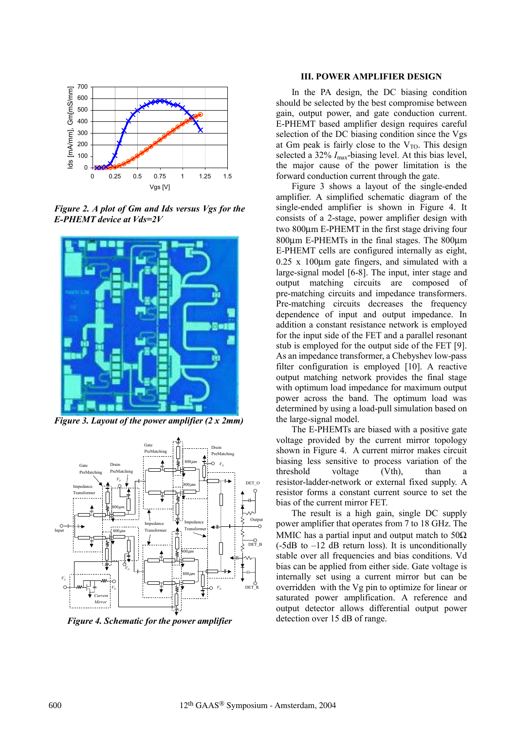*Figure 2. A plot of Gm and Ids versus Vgs for the E-PHEMT device at Vds=2V*

*Figure 3. Layout of the power amplifier (2 x 2mm)*

*Figure 4. Schematic for the power amplifier*

## III. POWER AMPLIFIER DESIGN

In the PA design, the DC biasing condition should be selected by the best compromise between gain, output power, and gate conduction current. E-PHEMT based amplifier design requires careful selection of the DC biasing condition since the Vgs at Gm peak is fairly close to the $V_{TO}$. This design selected a 32% $I_{max}$-biasing level. At this bias level, the major cause of the power limitation is the forward conduction current through the gate.

Figure 3 shows a layout of the single-ended amplifier. A simplified schematic diagram of the single-ended amplifier is shown in Figure 4. It consists of a 2-stage, power amplifier design with two 800µm E-PHEMT in the first stage driving four 800µm E-PHEMTs in the final stages. The 800µm E-PHEMT cells are configured internally as eight, 0.25 x 100µm gate fingers, and simulated with a large-signal model [6-8]. The input, inter stage and output matching circuits are composed of pre-matching circuits and impedance transformers. Pre-matching circuits decreases the frequency dependence of input and output impedance. In addition a constant resistance network is employed for the input side of the FET and a parallel resonant stub is employed for the output side of the FET [9]. As an impedance transformer, a Chebyshev low-pass filter configuration is employed [10]. A reactive output matching network provides the final stage with optimum load impedance for maximum output power across the band. The optimum load was determined by using a load-pull simulation based on the large-signal model.

The E-PHEMTs are biased with a positive gate voltage provided by the current mirror topology shown in Figure 4. A current mirror makes circuit biasing less sensitive to process variation of the threshold voltage (Vth), than a resistor-ladder-network or external fixed supply. A resistor forms a constant current source to set the bias of the current mirror FET.

The result is a high gain, single DC supply power amplifier that operates from 7 to 18 GHz. The MMIC has a partial input and output match to 50Ω (-5dB to –12 dB return loss). It is unconditionally stable over all frequencies and bias conditions. Vd bias can be applied from either side. Gate voltage is internally set using a current mirror but can be overridden with the Vg pin to optimize for linear or saturated power amplification. A reference and output detector allows differential output power detection over 15 dB of range.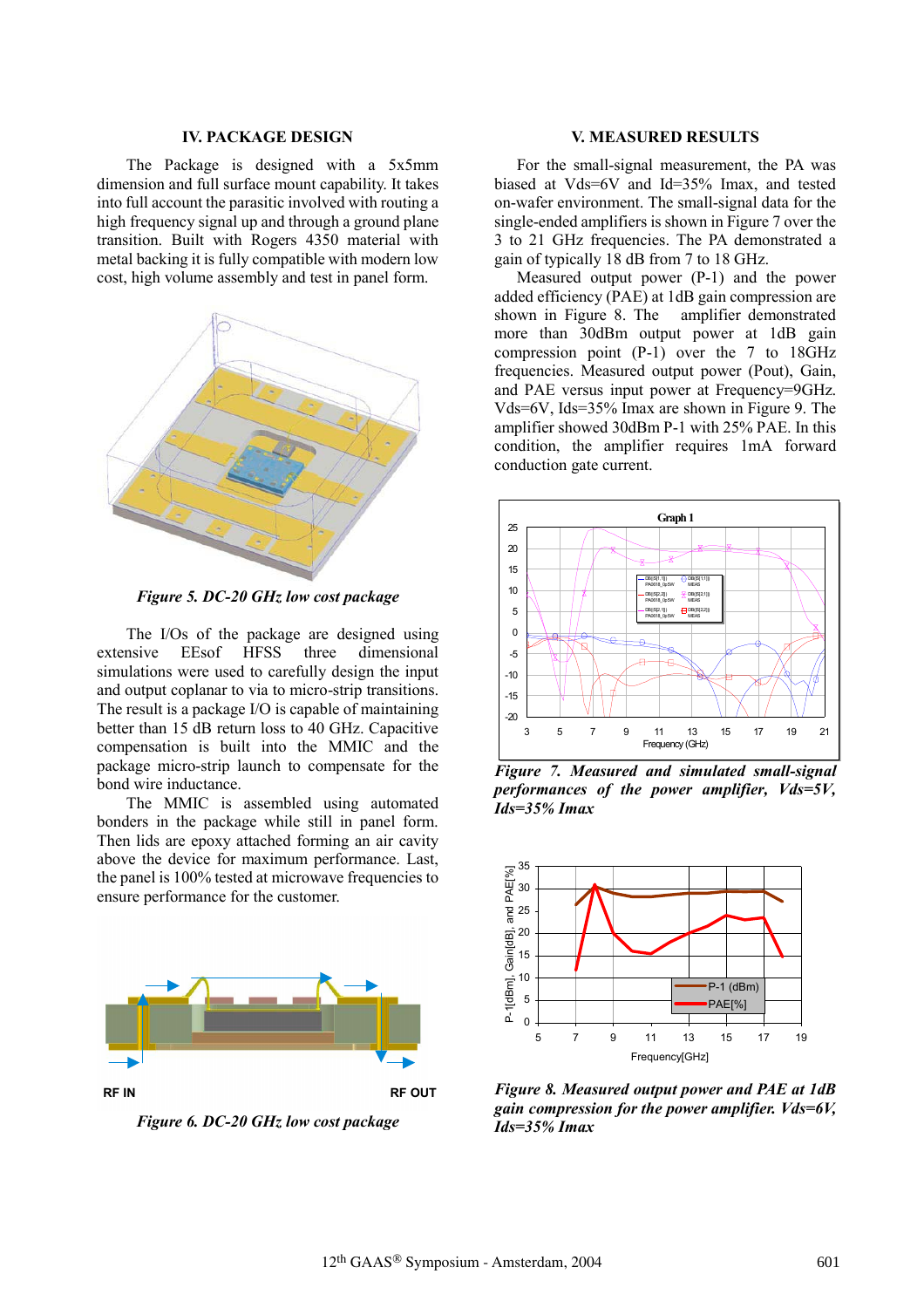## IV. PACKAGE DESIGN

The Package is designed with a 5x5mm dimension and full surface mount capability. It takes into full account the parasitic involved with routing a high frequency signal up and through a ground plane transition. Built with Rogers 4350 material with metal backing it is fully compatible with modern low cost, high volume assembly and test in panel form.

*Figure 5. DC-20 GHz low cost package*

The I/Os of the package are designed using extensive EEsof HFSS three dimensional simulations were used to carefully design the input and output coplanar to via to micro-strip transitions. The result is a package I/O is capable of maintaining better than 15 dB return loss to 40 GHz. Capacitive compensation is built into the MMIC and the package micro-strip launch to compensate for the bond wire inductance.

The MMIC is assembled using automated bonders in the package while still in panel form. Then lids are epoxy attached forming an air cavity above the device for maximum performance. Last, the panel is 100% tested at microwave frequencies to ensure performance for the customer.

RF IN

RF OUT

*Figure 6. DC-20 GHz low cost package*

## V. MEASURED RESULTS

For the small-signal measurement, the PA was biased at Vds=6V and Id=35% Imax, and tested on-wafer environment. The small-signal data for the single-ended amplifiers is shown in Figure 7 over the 3 to 21 GHz frequencies. The PA demonstrated a gain of typically 18 dB from 7 to 18 GHz.

Measured output power (P-1) and the power added efficiency (PAE) at 1dB gain compression are shown in Figure 8. The amplifier demonstrated more than 30dBm output power at 1dB gain compression point (P-1) over the 7 to 18GHz frequencies. Measured output power (Pout), Gain, and PAE versus input power at Frequency=9GHz. Vds=6V, Ids=35% Imax are shown in Figure 9. The amplifier showed 30dBm P-1 with 25% PAE. In this condition, the amplifier requires 1mA forward conduction gate current.

*Figure 7. Measured and simulated small-signal performances of the power amplifier, Vds=5V, Ids=35% Imax*

*Figure 8. Measured output power and PAE at 1dB gain compression for the power amplifier. Vds=6V, Ids=35% Imax*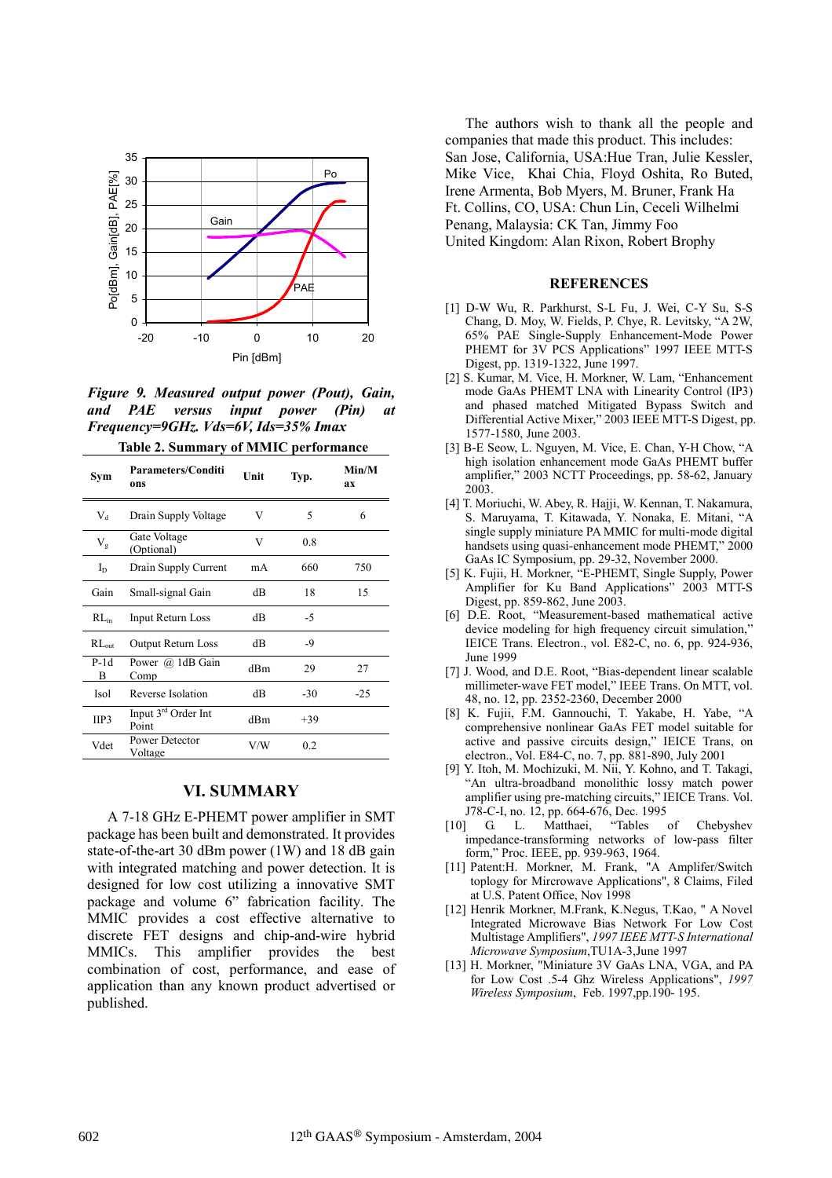35
30
25
20
15
10
5
0
-20
-10
0
10
20
Po[dBm], Gain[dB], PAE[%]
Pin [dBm]
Po
Gain
PAE

***Figure 9. Measured output power (Pout), Gain, and PAE versus input power (Pin) at Frequency=9GHz. Vds=6V, Ids=35% Imax***

**Table 2. Summary of MMIC performance**

| Sym | Parameters/Conditions | Unit | Typ. | Min/Max |
|---|---|---|---|---|
| $V_d$ | Drain Supply Voltage | V | 5 | 6 |
| $V_g$ | Gate Voltage (Optional) | V | 0.8 | |
| $I_D$ | Drain Supply Current | mA | 660 | 750 |
| Gain | Small-signal Gain | dB | 18 | 15 |
| $RL_{in}$ | Input Return Loss | dB | -5 | |
| $RL_{out}$ | Output Return Loss | dB | -9 | |
| P-1dB | Power @ 1dB Gain Comp | dBm | 29 | 27 |
| Isol | Reverse Isolation | dB | -30 | -25 |
| IIP3 | Input 3rd Order Int Point | dBm | +39 | |
| Vdet | Power Detector Voltage | V/W | 0.2 | |

## VI. SUMMARY

A 7-18 GHz E-PHEMT power amplifier in SMT package has been built and demonstrated. It provides state-of-the-art 30 dBm power (1W) and 18 dB gain with integrated matching and power detection. It is designed for low cost utilizing a innovative SMT package and volume 6" fabrication facility. The MMIC provides a cost effective alternative to discrete FET designs and chip-and-wire hybrid MMICs. This amplifier provides the best combination of cost, performance, and ease of application than any known product advertised or published.

The authors wish to thank all the people and companies that made this product. This includes:
San Jose, California, USA:Hue Tran, Julie Kessler, Mike Vice, Khai Chia, Floyd Oshita, Ro Buted, Irene Armenta, Bob Myers, M. Bruner, Frank Ha
Ft. Collins, CO, USA: Chun Lin, Ceceli Wilhelmi
Penang, Malaysia: CK Tan, Jimmy Foo
United Kingdom: Alan Rixon, Robert Brophy

## REFERENCES

[1] D-W Wu, R. Parkhurst, S-L Fu, J. Wei, C-Y Su, S-S Chang, D. Moy, W. Fields, P. Chye, R. Levitsky, "A 2W, 65% PAE Single-Supply Enhancement-Mode Power PHEMT for 3V PCS Applications" 1997 IEEE MTT-S Digest, pp. 1319-1322, June 1997.

[2] S. Kumar, M. Vice, H. Morkner, W. Lam, "Enhancement mode GaAs PHEMT LNA with Linearity Control (IP3) and phased matched Mitigated Bypass Switch and Differential Active Mixer," 2003 IEEE MTT-S Digest, pp. 1577-1580, June 2003.

[3] B-E Seow, L. Nguyen, M. Vice, E. Chan, Y-H Chow, "A high isolation enhancement mode GaAs PHEMT buffer amplifier," 2003 NCTT Proceedings, pp. 58-62, January 2003.

[4] T. Moriuchi, W. Abey, R. Hajji, W. Kennan, T. Nakamura, S. Maruyama, T. Kitawada, Y. Nonaka, E. Mitani, "A single supply miniature PA MMIC for multi-mode digital handsets using quasi-enhancement mode PHEMT," 2000 GaAs IC Symposium, pp. 29-32, November 2000.

[5] K. Fujii, H. Morkner, "E-PHEMT, Single Supply, Power Amplifier for Ku Band Applications" 2003 MTT-S Digest, pp. 859-862, June 2003.

[6] D.E. Root, "Measurement-based mathematical active device modeling for high frequency circuit simulation," IEICE Trans. Electron., vol. E82-C, no. 6, pp. 924-936, June 1999

[7] J. Wood, and D.E. Root, "Bias-dependent linear scalable millimeter-wave FET model," IEEE Trans. On MTT, vol. 48, no. 12, pp. 2352-2360, December 2000

[8] K. Fujii, F.M. Gannouchi, T. Yakabe, H. Yabe, "A comprehensive nonlinear GaAs FET model suitable for active and passive circuits design," IEICE Trans, on electron., Vol. E84-C, no. 7, pp. 881-890, July 2001

[9] Y. Itoh, M. Mochizuki, M. Nii, Y. Kohno, and T. Takagi, "An ultra-broadband monolithic lossy match power amplifier using pre-matching circuits," IEICE Trans. Vol. J78-C-I, no. 12, pp. 664-676, Dec. 1995

[10] G. L. Matthaei, "Tables of Chebyshev impedance-transforming networks of low-pass filter form," Proc. IEEE, pp. 939-963, 1964.

[11] Patent:H. Morkner, M. Frank, "A Amplifer/Switch toplogy for Mircrowave Applications", 8 Claims, Filed at U.S. Patent Office, Nov 1998

[12] Henrik Morkner, M.Frank, K.Negus, T.Kao, " A Novel Integrated Microwave Bias Network For Low Cost Multistage Amplifiers", *1997 IEEE MTT-S International Microwave Symposium*,TU1A-3,June 1997

[13] H. Morkner, "Miniature 3V GaAs LNA, VGA, and PA for Low Cost .5-4 Ghz Wireless Applications", *1997 Wireless Symposium*, Feb. 1997,pp.190- 195.